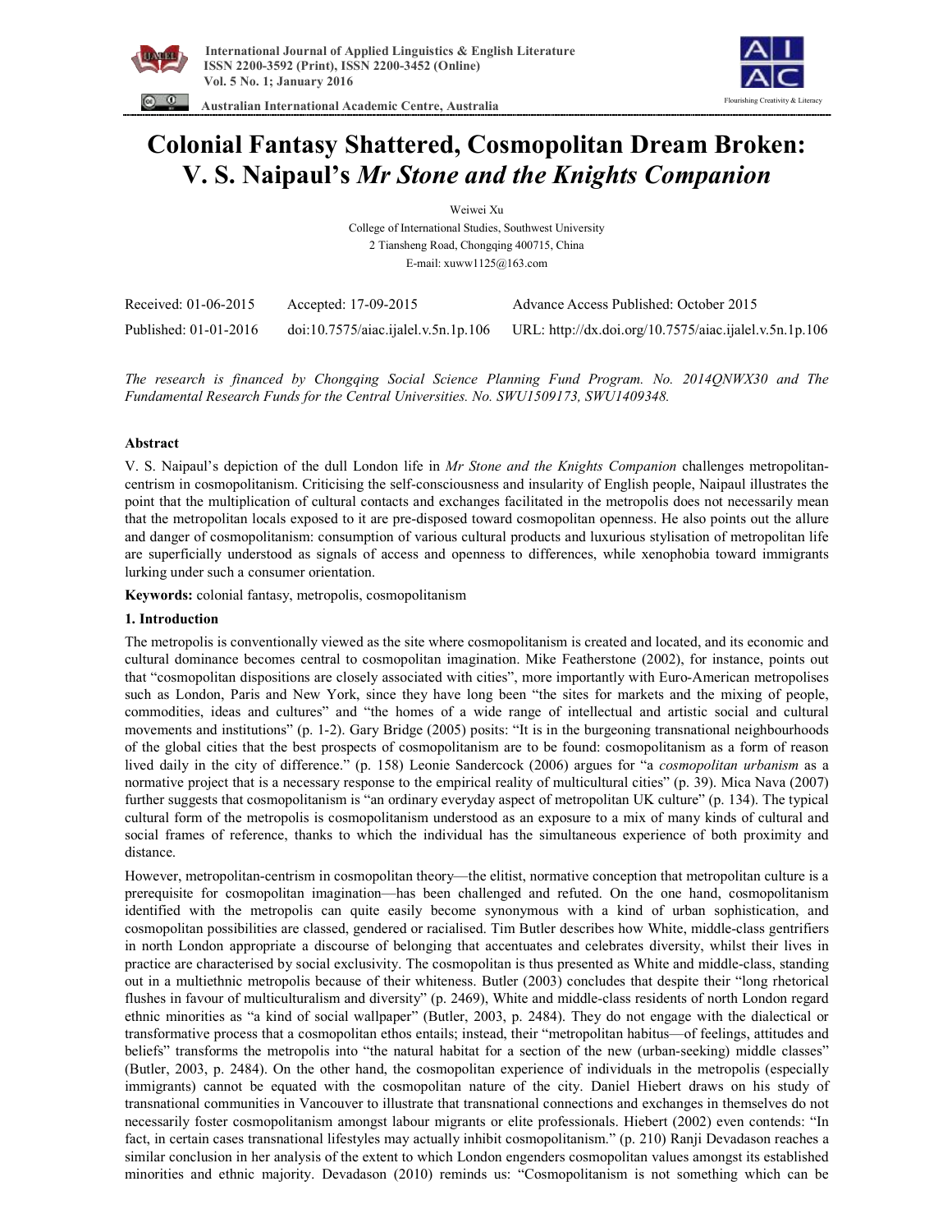International Journal of Applied Linguistics & English Literature
ISSN 2200-3592 (Print), ISSN 2200-3452 (Online)
Vol. 5 No. 1; January 2016

Australian International Academic Centre, Australia

# Colonial Fantasy Shattered, Cosmopolitan Dream Broken: V. S. Naipaul's *Mr Stone and the Knights Companion*

Weiwei Xu
College of International Studies, Southwest University
2 Tiansheng Road, Chongqing 400715, China
E-mail: xuww1125@163.com

| Received: 01-06-2015 | Accepted: 17-09-2015 | Advance Access Published: October 2015 |
|---|---|---|
| Published: 01-01-2016 | doi:10.7575/aiac.ijalel.v.5n.1p.106 | URL: http://dx.doi.org/10.7575/aiac.ijalel.v.5n.1p.106 |

*The research is financed by Chongqing Social Science Planning Fund Program. No. 2014QNWX30 and The Fundamental Research Funds for the Central Universities. No. SWU1509173, SWU1409348.*

**Abstract**

V. S. Naipaul's depiction of the dull London life in *Mr Stone and the Knights Companion* challenges metropolitan-centrism in cosmopolitanism. Criticising the self-consciousness and insularity of English people, Naipaul illustrates the point that the multiplication of cultural contacts and exchanges facilitated in the metropolis does not necessarily mean that the metropolitan locals exposed to it are pre-disposed toward cosmopolitan openness. He also points out the allure and danger of cosmopolitanism: consumption of various cultural products and luxurious stylisation of metropolitan life are superficially understood as signals of access and openness to differences, while xenophobia toward immigrants lurking under such a consumer orientation.

**Keywords:** colonial fantasy, metropolis, cosmopolitanism

## 1. Introduction

The metropolis is conventionally viewed as the site where cosmopolitanism is created and located, and its economic and cultural dominance becomes central to cosmopolitan imagination. Mike Featherstone (2002), for instance, points out that "cosmopolitan dispositions are closely associated with cities", more importantly with Euro-American metropolises such as London, Paris and New York, since they have long been "the sites for markets and the mixing of people, commodities, ideas and cultures" and "the homes of a wide range of intellectual and artistic social and cultural movements and institutions" (p. 1-2). Gary Bridge (2005) posits: "It is in the burgeoning transnational neighbourhoods of the global cities that the best prospects of cosmopolitanism are to be found: cosmopolitanism as a form of reason lived daily in the city of difference." (p. 158) Leonie Sandercock (2006) argues for "a *cosmopolitan urbanism* as a normative project that is a necessary response to the empirical reality of multicultural cities" (p. 39). Mica Nava (2007) further suggests that cosmopolitanism is "an ordinary everyday aspect of metropolitan UK culture" (p. 134). The typical cultural form of the metropolis is cosmopolitanism understood as an exposure to a mix of many kinds of cultural and social frames of reference, thanks to which the individual has the simultaneous experience of both proximity and distance.

However, metropolitan-centrism in cosmopolitan theory—the elitist, normative conception that metropolitan culture is a prerequisite for cosmopolitan imagination—has been challenged and refuted. On the one hand, cosmopolitanism identified with the metropolis can quite easily become synonymous with a kind of urban sophistication, and cosmopolitan possibilities are classed, gendered or racialised. Tim Butler describes how White, middle-class gentrifiers in north London appropriate a discourse of belonging that accentuates and celebrates diversity, whilst their lives in practice are characterised by social exclusivity. The cosmopolitan is thus presented as White and middle-class, standing out in a multiethnic metropolis because of their whiteness. Butler (2003) concludes that despite their "long rhetorical flushes in favour of multiculturalism and diversity" (p. 2469), White and middle-class residents of north London regard ethnic minorities as "a kind of social wallpaper" (Butler, 2003, p. 2484). They do not engage with the dialectical or transformative process that a cosmopolitan ethos entails; instead, their "metropolitan habitus—of feelings, attitudes and beliefs" transforms the metropolis into "the natural habitat for a section of the new (urban-seeking) middle classes" (Butler, 2003, p. 2484). On the other hand, the cosmopolitan experience of individuals in the metropolis (especially immigrants) cannot be equated with the cosmopolitan nature of the city. Daniel Hiebert draws on his study of transnational communities in Vancouver to illustrate that transnational connections and exchanges in themselves do not necessarily foster cosmopolitanism amongst labour migrants or elite professionals. Hiebert (2002) even contends: "In fact, in certain cases transnational lifestyles may actually inhibit cosmopolitanism." (p. 210) Ranji Devadason reaches a similar conclusion in her analysis of the extent to which London engenders cosmopolitan values amongst its established minorities and ethnic majority. Devadason (2010) reminds us: "Cosmopolitanism is not something which can be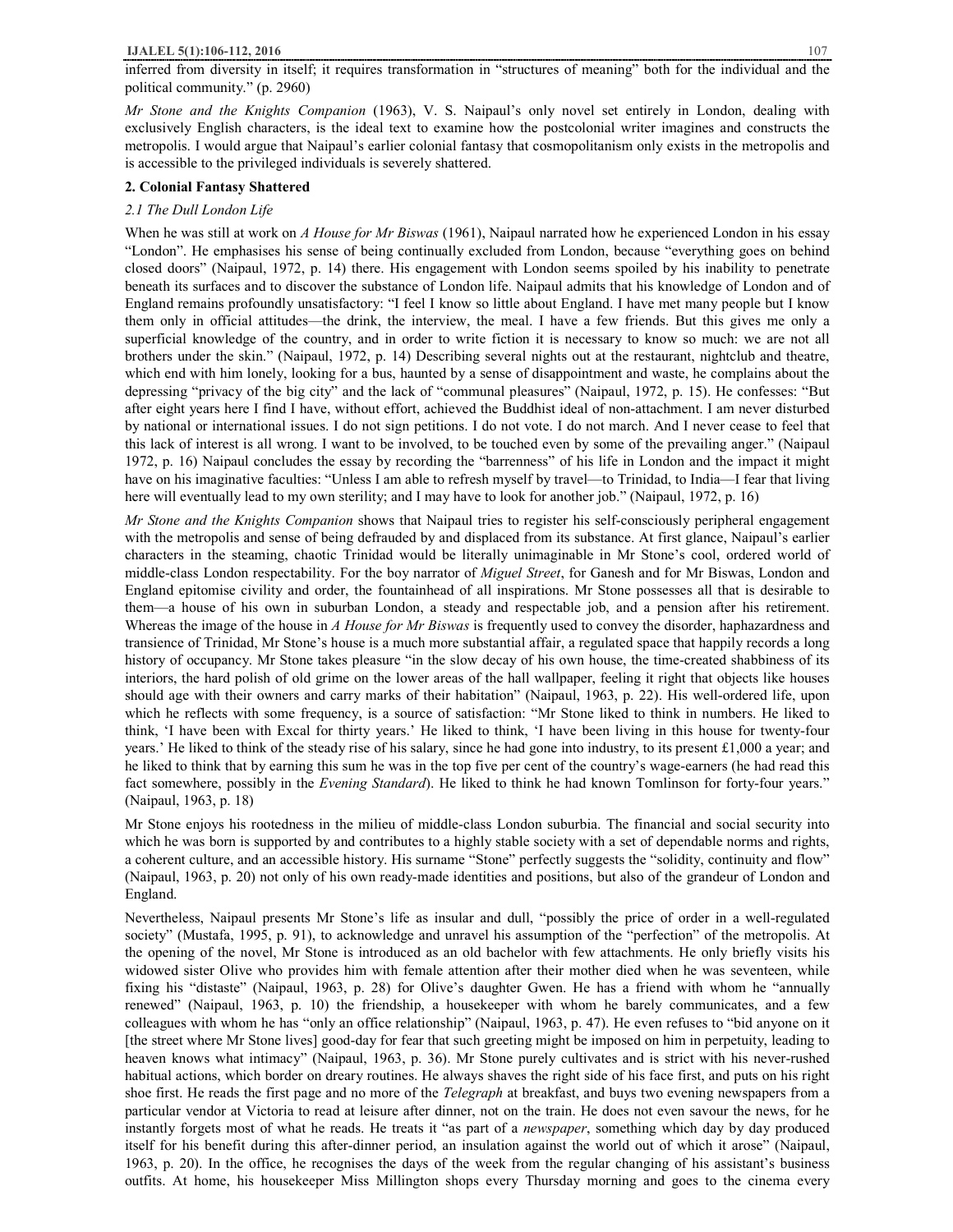inferred from diversity in itself; it requires transformation in "structures of meaning" both for the individual and the political community." (p. 2960)

*Mr Stone and the Knights Companion* (1963), V. S. Naipaul's only novel set entirely in London, dealing with exclusively English characters, is the ideal text to examine how the postcolonial writer imagines and constructs the metropolis. I would argue that Naipaul's earlier colonial fantasy that cosmopolitanism only exists in the metropolis and is accessible to the privileged individuals is severely shattered.

## 2. Colonial Fantasy Shattered

### *2.1 The Dull London Life*

When he was still at work on *A House for Mr Biswas* (1961), Naipaul narrated how he experienced London in his essay "London". He emphasises his sense of being continually excluded from London, because "everything goes on behind closed doors" (Naipaul, 1972, p. 14) there. His engagement with London seems spoiled by his inability to penetrate beneath its surfaces and to discover the substance of London life. Naipaul admits that his knowledge of London and of England remains profoundly unsatisfactory: "I feel I know so little about England. I have met many people but I know them only in official attitudes—the drink, the interview, the meal. I have a few friends. But this gives me only a superficial knowledge of the country, and in order to write fiction it is necessary to know so much: we are not all brothers under the skin." (Naipaul, 1972, p. 14) Describing several nights out at the restaurant, nightclub and theatre, which end with him lonely, looking for a bus, haunted by a sense of disappointment and waste, he complains about the depressing "privacy of the big city" and the lack of "communal pleasures" (Naipaul, 1972, p. 15). He confesses: "But after eight years here I find I have, without effort, achieved the Buddhist ideal of non-attachment. I am never disturbed by national or international issues. I do not sign petitions. I do not vote. I do not march. And I never cease to feel that this lack of interest is all wrong. I want to be involved, to be touched even by some of the prevailing anger." (Naipaul 1972, p. 16) Naipaul concludes the essay by recording the "barrenness" of his life in London and the impact it might have on his imaginative faculties: "Unless I am able to refresh myself by travel—to Trinidad, to India—I fear that living here will eventually lead to my own sterility; and I may have to look for another job." (Naipaul, 1972, p. 16)

*Mr Stone and the Knights Companion* shows that Naipaul tries to register his self-consciously peripheral engagement with the metropolis and sense of being defrauded by and displaced from its substance. At first glance, Naipaul's earlier characters in the steaming, chaotic Trinidad would be literally unimaginable in Mr Stone's cool, ordered world of middle-class London respectability. For the boy narrator of *Miguel Street*, for Ganesh and for Mr Biswas, London and England epitomise civility and order, the fountainhead of all inspirations. Mr Stone possesses all that is desirable to them—a house of his own in suburban London, a steady and respectable job, and a pension after his retirement. Whereas the image of the house in *A House for Mr Biswas* is frequently used to convey the disorder, haphazardness and transience of Trinidad, Mr Stone's house is a much more substantial affair, a regulated space that happily records a long history of occupancy. Mr Stone takes pleasure "in the slow decay of his own house, the time-created shabbiness of its interiors, the hard polish of old grime on the lower areas of the hall wallpaper, feeling it right that objects like houses should age with their owners and carry marks of their habitation" (Naipaul, 1963, p. 22). His well-ordered life, upon which he reflects with some frequency, is a source of satisfaction: "Mr Stone liked to think in numbers. He liked to think, 'I have been with Excal for thirty years.' He liked to think, 'I have been living in this house for twenty-four years.' He liked to think of the steady rise of his salary, since he had gone into industry, to its present £1,000 a year; and he liked to think that by earning this sum he was in the top five per cent of the country's wage-earners (he had read this fact somewhere, possibly in the *Evening Standard*). He liked to think he had known Tomlinson for forty-four years." (Naipaul, 1963, p. 18)

Mr Stone enjoys his rootedness in the milieu of middle-class London suburbia. The financial and social security into which he was born is supported by and contributes to a highly stable society with a set of dependable norms and rights, a coherent culture, and an accessible history. His surname "Stone" perfectly suggests the "solidity, continuity and flow" (Naipaul, 1963, p. 20) not only of his own ready-made identities and positions, but also of the grandeur of London and England.

Nevertheless, Naipaul presents Mr Stone's life as insular and dull, "possibly the price of order in a well-regulated society" (Mustafa, 1995, p. 91), to acknowledge and unravel his assumption of the "perfection" of the metropolis. At the opening of the novel, Mr Stone is introduced as an old bachelor with few attachments. He only briefly visits his widowed sister Olive who provides him with female attention after their mother died when he was seventeen, while fixing his "distaste" (Naipaul, 1963, p. 28) for Olive's daughter Gwen. He has a friend with whom he "annually renewed" (Naipaul, 1963, p. 10) the friendship, a housekeeper with whom he barely communicates, and a few colleagues with whom he has "only an office relationship" (Naipaul, 1963, p. 47). He even refuses to "bid anyone on it [the street where Mr Stone lives] good-day for fear that such greeting might be imposed on him in perpetuity, leading to heaven knows what intimacy" (Naipaul, 1963, p. 36). Mr Stone purely cultivates and is strict with his never-rushed habitual actions, which border on dreary routines. He always shaves the right side of his face first, and puts on his right shoe first. He reads the first page and no more of the *Telegraph* at breakfast, and buys two evening newspapers from a particular vendor at Victoria to read at leisure after dinner, not on the train. He does not even savour the news, for he instantly forgets most of what he reads. He treats it "as part of a *newspaper*, something which day by day produced itself for his benefit during this after-dinner period, an insulation against the world out of which it arose" (Naipaul, 1963, p. 20). In the office, he recognises the days of the week from the regular changing of his assistant's business outfits. At home, his housekeeper Miss Millington shops every Thursday morning and goes to the cinema every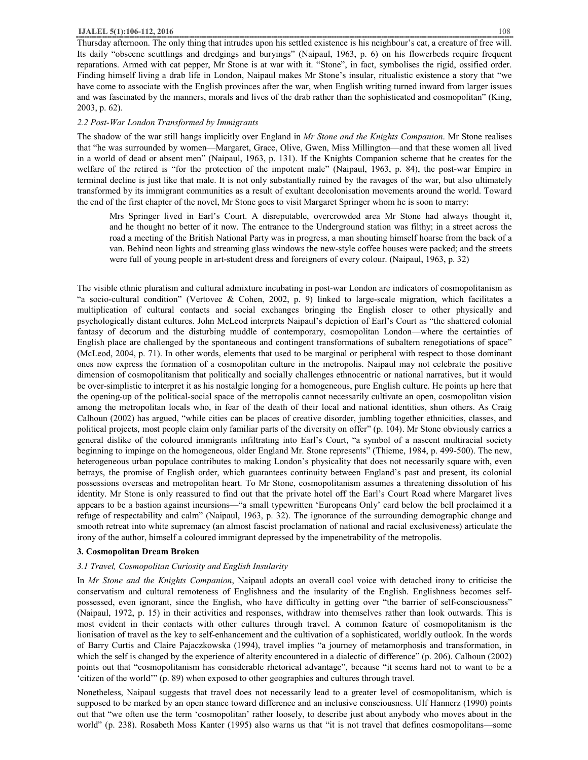Thursday afternoon. The only thing that intrudes upon his settled existence is his neighbour's cat, a creature of free will. Its daily "obscene scuttlings and dredgings and buryings" (Naipaul, 1963, p. 6) on his flowerbeds require frequent reparations. Armed with cat pepper, Mr Stone is at war with it. "Stone", in fact, symbolises the rigid, ossified order. Finding himself living a drab life in London, Naipaul makes Mr Stone's insular, ritualistic existence a story that "we have come to associate with the English provinces after the war, when English writing turned inward from larger issues and was fascinated by the manners, morals and lives of the drab rather than the sophisticated and cosmopolitan" (King, 2003, p. 62).

### *2.2 Post-War London Transformed by Immigrants*

The shadow of the war still hangs implicitly over England in *Mr Stone and the Knights Companion*. Mr Stone realises that "he was surrounded by women—Margaret, Grace, Olive, Gwen, Miss Millington—and that these women all lived in a world of dead or absent men" (Naipaul, 1963, p. 131). If the Knights Companion scheme that he creates for the welfare of the retired is "for the protection of the impotent male" (Naipaul, 1963, p. 84), the post-war Empire in terminal decline is just like that male. It is not only substantially ruined by the ravages of the war, but also ultimately transformed by its immigrant communities as a result of exultant decolonisation movements around the world. Toward the end of the first chapter of the novel, Mr Stone goes to visit Margaret Springer whom he is soon to marry:

> Mrs Springer lived in Earl's Court. A disreputable, overcrowded area Mr Stone had always thought it, and he thought no better of it now. The entrance to the Underground station was filthy; in a street across the road a meeting of the British National Party was in progress, a man shouting himself hoarse from the back of a van. Behind neon lights and streaming glass windows the new-style coffee houses were packed; and the streets were full of young people in art-student dress and foreigners of every colour. (Naipaul, 1963, p. 32)

The visible ethnic pluralism and cultural admixture incubating in post-war London are indicators of cosmopolitanism as "a socio-cultural condition" (Vertovec & Cohen, 2002, p. 9) linked to large-scale migration, which facilitates a multiplication of cultural contacts and social exchanges bringing the English closer to other physically and psychologically distant cultures. John McLeod interprets Naipaul's depiction of Earl's Court as "the shattered colonial fantasy of decorum and the disturbing muddle of contemporary, cosmopolitan London—where the certainties of English place are challenged by the spontaneous and contingent transformations of subaltern renegotiations of space" (McLeod, 2004, p. 71). In other words, elements that used to be marginal or peripheral with respect to those dominant ones now express the formation of a cosmopolitan culture in the metropolis. Naipaul may not celebrate the positive dimension of cosmopolitanism that politically and socially challenges ethnocentric or national narratives, but it would be over-simplistic to interpret it as his nostalgic longing for a homogeneous, pure English culture. He points up here that the opening-up of the political-social space of the metropolis cannot necessarily cultivate an open, cosmopolitan vision among the metropolitan locals who, in fear of the death of their local and national identities, shun others. As Craig Calhoun (2002) has argued, "while cities can be places of creative disorder, jumbling together ethnicities, classes, and political projects, most people claim only familiar parts of the diversity on offer" (p. 104). Mr Stone obviously carries a general dislike of the coloured immigrants infiltrating into Earl's Court, "a symbol of a nascent multiracial society beginning to impinge on the homogeneous, older England Mr. Stone represents" (Thieme, 1984, p. 499-500). The new, heterogeneous urban populace contributes to making London's physicality that does not necessarily square with, even betrays, the promise of English order, which guarantees continuity between England's past and present, its colonial possessions overseas and metropolitan heart. To Mr Stone, cosmopolitanism assumes a threatening dissolution of his identity. Mr Stone is only reassured to find out that the private hotel off the Earl's Court Road where Margaret lives appears to be a bastion against incursions—"a small typewritten 'Europeans Only' card below the bell proclaimed it a refuge of respectability and calm" (Naipaul, 1963, p. 32). The ignorance of the surrounding demographic change and smooth retreat into white supremacy (an almost fascist proclamation of national and racial exclusiveness) articulate the irony of the author, himself a coloured immigrant depressed by the impenetrability of the metropolis.

## 3. Cosmopolitan Dream Broken

### *3.1 Travel, Cosmopolitan Curiosity and English Insularity*

In *Mr Stone and the Knights Companion*, Naipaul adopts an overall cool voice with detached irony to criticise the conservatism and cultural remoteness of Englishness and the insularity of the English. Englishness becomes self-possessed, even ignorant, since the English, who have difficulty in getting over "the barrier of self-consciousness" (Naipaul, 1972, p. 15) in their activities and responses, withdraw into themselves rather than look outwards. This is most evident in their contacts with other cultures through travel. A common feature of cosmopolitanism is the lionisation of travel as the key to self-enhancement and the cultivation of a sophisticated, worldly outlook. In the words of Barry Curtis and Claire Pajaczkowska (1994), travel implies "a journey of metamorphosis and transformation, in which the self is changed by the experience of alterity encountered in a dialectic of difference" (p. 206). Calhoun (2002) points out that "cosmopolitanism has considerable rhetorical advantage", because "it seems hard not to want to be a 'citizen of the world'" (p. 89) when exposed to other geographies and cultures through travel.

Nonetheless, Naipaul suggests that travel does not necessarily lead to a greater level of cosmopolitanism, which is supposed to be marked by an open stance toward difference and an inclusive consciousness. Ulf Hannerz (1990) points out that "we often use the term 'cosmopolitan' rather loosely, to describe just about anybody who moves about in the world" (p. 238). Rosabeth Moss Kanter (1995) also warns us that "it is not travel that defines cosmopolitans—some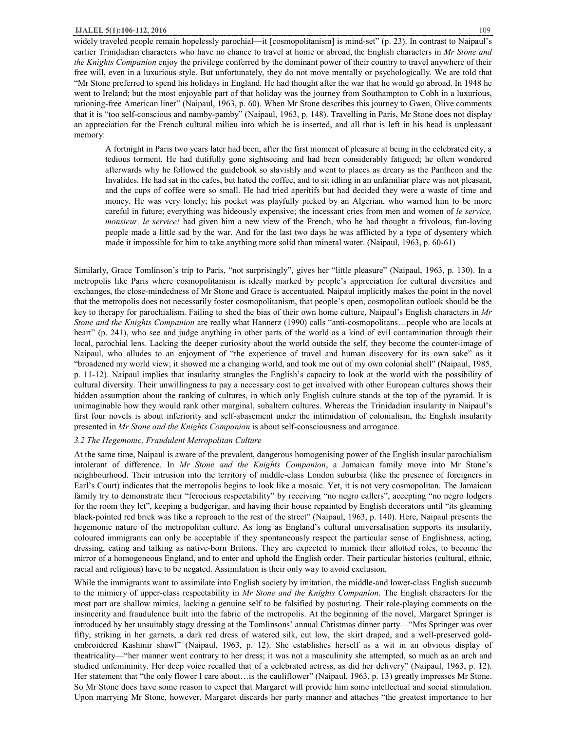widely traveled people remain hopelessly parochial—it [cosmopolitanism] is mind-set" (p. 23). In contrast to Naipaul's earlier Trinidadian characters who have no chance to travel at home or abroad, the English characters in *Mr Stone and the Knights Companion* enjoy the privilege conferred by the dominant power of their country to travel anywhere of their free will, even in a luxurious style. But unfortunately, they do not move mentally or psychologically. We are told that "Mr Stone preferred to spend his holidays in England. He had thought after the war that he would go abroad. In 1948 he went to Ireland; but the most enjoyable part of that holiday was the journey from Southampton to Cobh in a luxurious, rationing-free American liner" (Naipaul, 1963, p. 60). When Mr Stone describes this journey to Gwen, Olive comments that it is "too self-conscious and namby-pamby" (Naipaul, 1963, p. 148). Travelling in Paris, Mr Stone does not display an appreciation for the French cultural milieu into which he is inserted, and all that is left in his head is unpleasant memory:

> A fortnight in Paris two years later had been, after the first moment of pleasure at being in the celebrated city, a tedious torment. He had dutifully gone sightseeing and had been considerably fatigued; he often wondered afterwards why he followed the guidebook so slavishly and went to places as dreary as the Pantheon and the Invalides. He had sat in the cafes, but hated the coffee, and to sit idling in an unfamiliar place was not pleasant, and the cups of coffee were so small. He had tried aperitifs but had decided they were a waste of time and money. He was very lonely; his pocket was playfully picked by an Algerian, who warned him to be more careful in future; everything was hideously expensive; the incessant cries from men and women of *le service, monsieur, le service!* had given him a new view of the French, who he had thought a frivolous, fun-loving people made a little sad by the war. And for the last two days he was afflicted by a type of dysentery which made it impossible for him to take anything more solid than mineral water. (Naipaul, 1963, p. 60-61)

Similarly, Grace Tomlinson's trip to Paris, "not surprisingly", gives her "little pleasure" (Naipaul, 1963, p. 130). In a metropolis like Paris where cosmopolitanism is ideally marked by people's appreciation for cultural diversities and exchanges, the close-mindedness of Mr Stone and Grace is accentuated. Naipaul implicitly makes the point in the novel that the metropolis does not necessarily foster cosmopolitanism, that people's open, cosmopolitan outlook should be the key to therapy for parochialism. Failing to shed the bias of their own home culture, Naipaul's English characters in *Mr Stone and the Knights Companion* are really what Hannerz (1990) calls "anti-cosmopolitans…people who are locals at heart" (p. 241), who see and judge anything in other parts of the world as a kind of evil contamination through their local, parochial lens. Lacking the deeper curiosity about the world outside the self, they become the counter-image of Naipaul, who alludes to an enjoyment of "the experience of travel and human discovery for its own sake" as it "broadened my world view; it showed me a changing world, and took me out of my own colonial shell" (Naipaul, 1985, p. 11-12). Naipaul implies that insularity strangles the English's capacity to look at the world with the possibility of cultural diversity. Their unwillingness to pay a necessary cost to get involved with other European cultures shows their hidden assumption about the ranking of cultures, in which only English culture stands at the top of the pyramid. It is unimaginable how they would rank other marginal, subaltern cultures. Whereas the Trinidadian insularity in Naipaul's first four novels is about inferiority and self-abasement under the intimidation of colonialism, the English insularity presented in *Mr Stone and the Knights Companion* is about self-consciousness and arrogance.

### *3.2 The Hegemonic, Fraudulent Metropolitan Culture*

At the same time, Naipaul is aware of the prevalent, dangerous homogenising power of the English insular parochialism intolerant of difference. In *Mr Stone and the Knights Companion*, a Jamaican family move into Mr Stone's neighbourhood. Their intrusion into the territory of middle-class London suburbia (like the presence of foreigners in Earl's Court) indicates that the metropolis begins to look like a mosaic. Yet, it is not very cosmopolitan. The Jamaican family try to demonstrate their "ferocious respectability" by receiving "no negro callers", accepting "no negro lodgers for the room they let", keeping a budgerigar, and having their house repainted by English decorators until "its gleaming black-pointed red brick was like a reproach to the rest of the street" (Naipaul, 1963, p. 140). Here, Naipaul presents the hegemonic nature of the metropolitan culture. As long as England's cultural universalisation supports its insularity, coloured immigrants can only be acceptable if they spontaneously respect the particular sense of Englishness, acting, dressing, eating and talking as native-born Britons. They are expected to mimick their allotted roles, to become the mirror of a homogeneous England, and to enter and uphold the English order. Their particular histories (cultural, ethnic, racial and religious) have to be negated. Assimilation is their only way to avoid exclusion.

While the immigrants want to assimilate into English society by imitation, the middle-and lower-class English succumb to the mimicry of upper-class respectability in *Mr Stone and the Knights Companion*. The English characters for the most part are shallow mimics, lacking a genuine self to be falsified by posturing. Their role-playing comments on the insincerity and fraudulence built into the fabric of the metropolis. At the beginning of the novel, Margaret Springer is introduced by her unsuitably stagy dressing at the Tomlinsons' annual Christmas dinner party—"Mrs Springer was over fifty, striking in her garnets, a dark red dress of watered silk, cut low, the skirt draped, and a well-preserved gold-embroidered Kashmir shawl" (Naipaul, 1963, p. 12). She establishes herself as a wit in an obvious display of theatricality—"her manner went contrary to her dress; it was not a masculinity she attempted, so much as an arch and studied unfemininity. Her deep voice recalled that of a celebrated actress, as did her delivery" (Naipaul, 1963, p. 12). Her statement that "the only flower I care about…is the cauliflower" (Naipaul, 1963, p. 13) greatly impresses Mr Stone. So Mr Stone does have some reason to expect that Margaret will provide him some intellectual and social stimulation. Upon marrying Mr Stone, however, Margaret discards her party manner and attaches "the greatest importance to her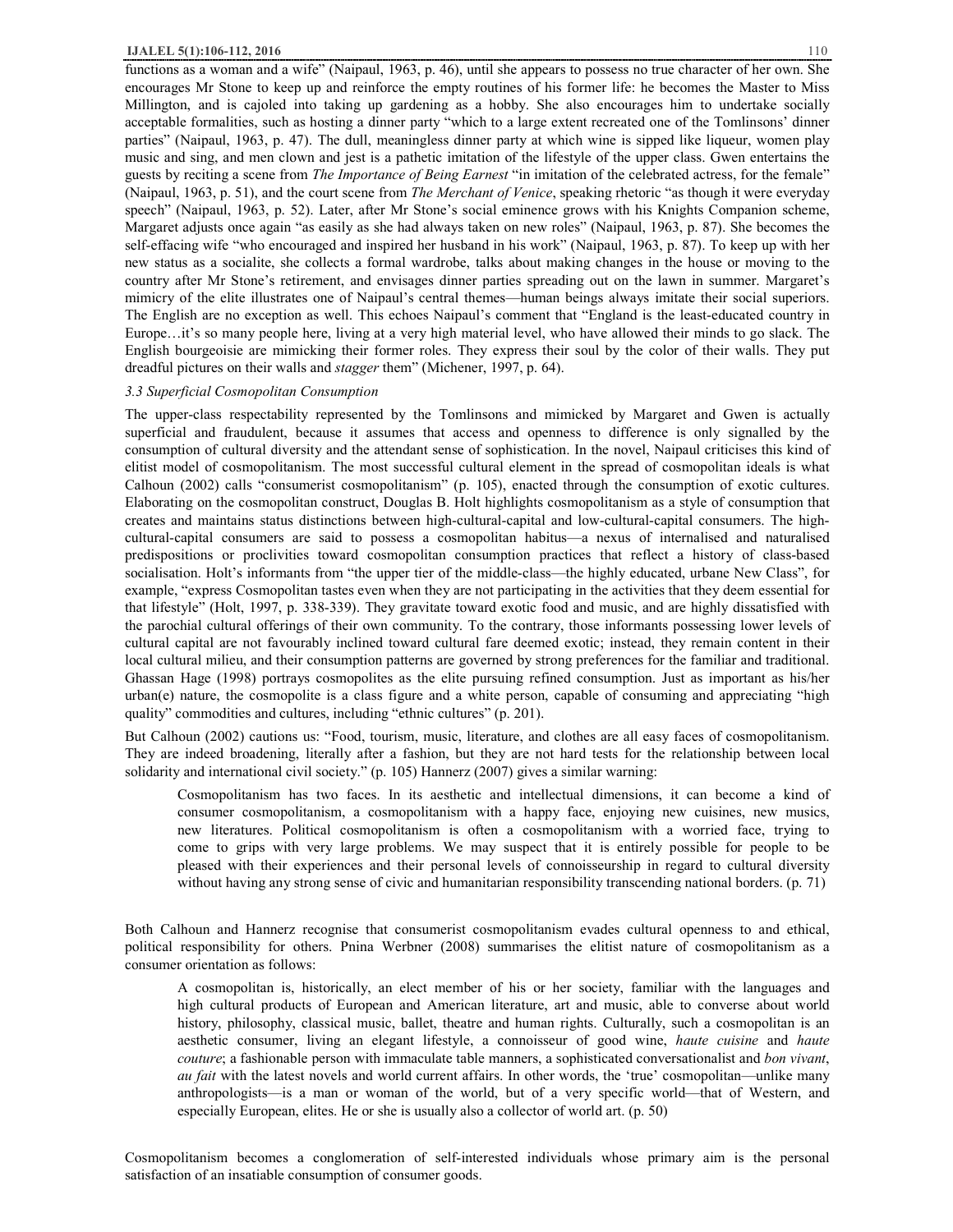functions as a woman and a wife" (Naipaul, 1963, p. 46), until she appears to possess no true character of her own. She encourages Mr Stone to keep up and reinforce the empty routines of his former life: he becomes the Master to Miss Millington, and is cajoled into taking up gardening as a hobby. She also encourages him to undertake socially acceptable formalities, such as hosting a dinner party "which to a large extent recreated one of the Tomlinsons' dinner parties" (Naipaul, 1963, p. 47). The dull, meaningless dinner party at which wine is sipped like liqueur, women play music and sing, and men clown and jest is a pathetic imitation of the lifestyle of the upper class. Gwen entertains the guests by reciting a scene from *The Importance of Being Earnest* "in imitation of the celebrated actress, for the female" (Naipaul, 1963, p. 51), and the court scene from *The Merchant of Venice*, speaking rhetoric "as though it were everyday speech" (Naipaul, 1963, p. 52). Later, after Mr Stone's social eminence grows with his Knights Companion scheme, Margaret adjusts once again "as easily as she had always taken on new roles" (Naipaul, 1963, p. 87). She becomes the self-effacing wife "who encouraged and inspired her husband in his work" (Naipaul, 1963, p. 87). To keep up with her new status as a socialite, she collects a formal wardrobe, talks about making changes in the house or moving to the country after Mr Stone's retirement, and envisages dinner parties spreading out on the lawn in summer. Margaret's mimicry of the elite illustrates one of Naipaul's central themes—human beings always imitate their social superiors. The English are no exception as well. This echoes Naipaul's comment that "England is the least-educated country in Europe…it's so many people here, living at a very high material level, who have allowed their minds to go slack. The English bourgeoisie are mimicking their former roles. They express their soul by the color of their walls. They put dreadful pictures on their walls and *stagger* them" (Michener, 1997, p. 64).

### *3.3 Superficial Cosmopolitan Consumption*

The upper-class respectability represented by the Tomlinsons and mimicked by Margaret and Gwen is actually superficial and fraudulent, because it assumes that access and openness to difference is only signalled by the consumption of cultural diversity and the attendant sense of sophistication. In the novel, Naipaul criticises this kind of elitist model of cosmopolitanism. The most successful cultural element in the spread of cosmopolitan ideals is what Calhoun (2002) calls "consumerist cosmopolitanism" (p. 105), enacted through the consumption of exotic cultures. Elaborating on the cosmopolitan construct, Douglas B. Holt highlights cosmopolitanism as a style of consumption that creates and maintains status distinctions between high-cultural-capital and low-cultural-capital consumers. The high-cultural-capital consumers are said to possess a cosmopolitan habitus—a nexus of internalised and naturalised predispositions or proclivities toward cosmopolitan consumption practices that reflect a history of class-based socialisation. Holt's informants from "the upper tier of the middle-class—the highly educated, urbane New Class", for example, "express Cosmopolitan tastes even when they are not participating in the activities that they deem essential for that lifestyle" (Holt, 1997, p. 338-339). They gravitate toward exotic food and music, and are highly dissatisfied with the parochial cultural offerings of their own community. To the contrary, those informants possessing lower levels of cultural capital are not favourably inclined toward cultural fare deemed exotic; instead, they remain content in their local cultural milieu, and their consumption patterns are governed by strong preferences for the familiar and traditional. Ghassan Hage (1998) portrays cosmopolites as the elite pursuing refined consumption. Just as important as his/her urban(e) nature, the cosmopolite is a class figure and a white person, capable of consuming and appreciating "high quality" commodities and cultures, including "ethnic cultures" (p. 201).

But Calhoun (2002) cautions us: "Food, tourism, music, literature, and clothes are all easy faces of cosmopolitanism. They are indeed broadening, literally after a fashion, but they are not hard tests for the relationship between local solidarity and international civil society." (p. 105) Hannerz (2007) gives a similar warning:

> Cosmopolitanism has two faces. In its aesthetic and intellectual dimensions, it can become a kind of consumer cosmopolitanism, a cosmopolitanism with a happy face, enjoying new cuisines, new musics, new literatures. Political cosmopolitanism is often a cosmopolitanism with a worried face, trying to come to grips with very large problems. We may suspect that it is entirely possible for people to be pleased with their experiences and their personal levels of connoisseurship in regard to cultural diversity without having any strong sense of civic and humanitarian responsibility transcending national borders. (p. 71)

Both Calhoun and Hannerz recognise that consumerist cosmopolitanism evades cultural openness to and ethical, political responsibility for others. Pnina Werbner (2008) summarises the elitist nature of cosmopolitanism as a consumer orientation as follows:

> A cosmopolitan is, historically, an elect member of his or her society, familiar with the languages and high cultural products of European and American literature, art and music, able to converse about world history, philosophy, classical music, ballet, theatre and human rights. Culturally, such a cosmopolitan is an aesthetic consumer, living an elegant lifestyle, a connoisseur of good wine, *haute cuisine* and *haute couture*; a fashionable person with immaculate table manners, a sophisticated conversationalist and *bon vivant*, *au fait* with the latest novels and world current affairs. In other words, the 'true' cosmopolitan—unlike many anthropologists—is a man or woman of the world, but of a very specific world—that of Western, and especially European, elites. He or she is usually also a collector of world art. (p. 50)

Cosmopolitanism becomes a conglomeration of self-interested individuals whose primary aim is the personal satisfaction of an insatiable consumption of consumer goods.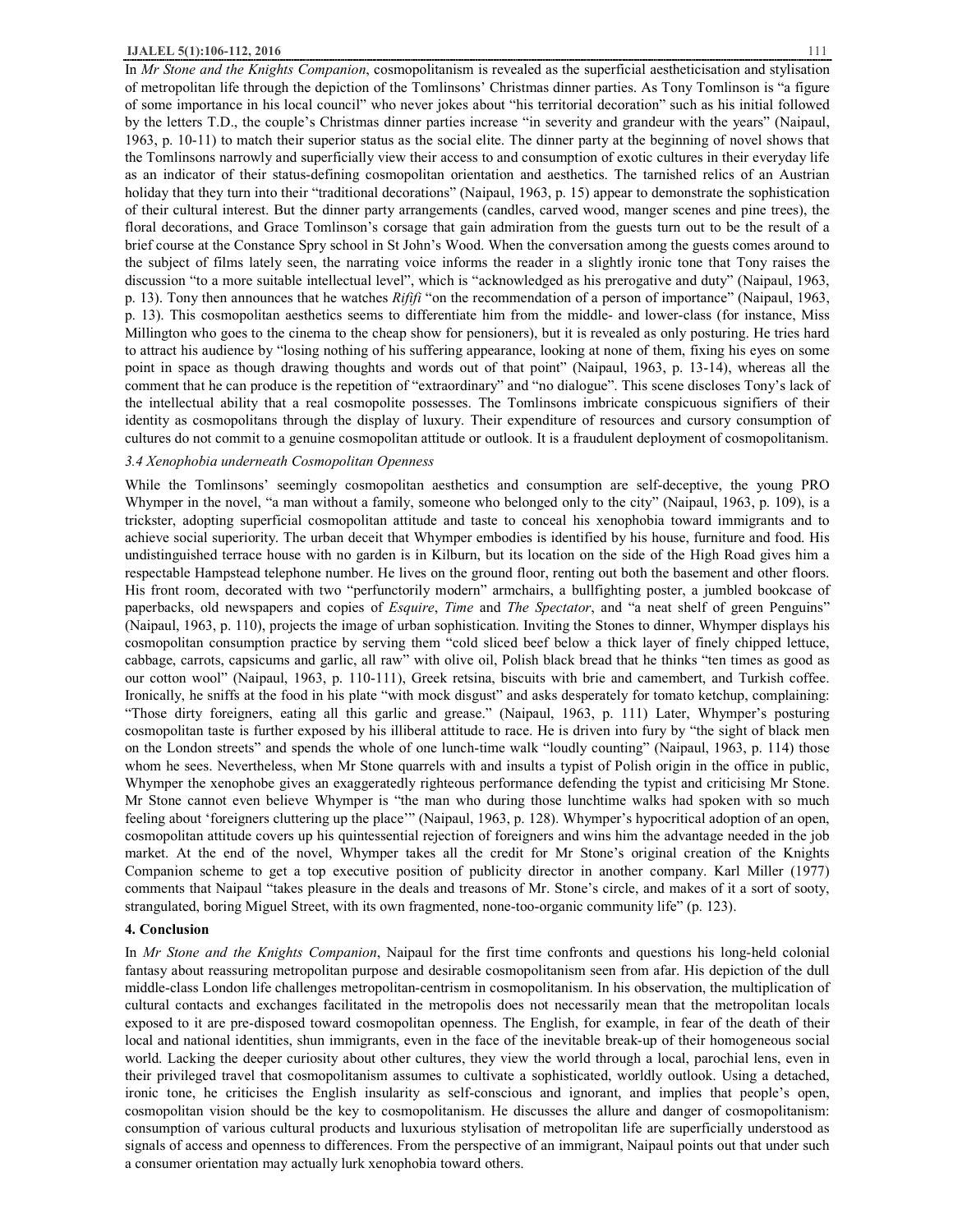In *Mr Stone and the Knights Companion*, cosmopolitanism is revealed as the superficial aestheticisation and stylisation of metropolitan life through the depiction of the Tomlinsons' Christmas dinner parties. As Tony Tomlinson is "a figure of some importance in his local council" who never jokes about "his territorial decoration" such as his initial followed by the letters T.D., the couple's Christmas dinner parties increase "in severity and grandeur with the years" (Naipaul, 1963, p. 10-11) to match their superior status as the social elite. The dinner party at the beginning of novel shows that the Tomlinsons narrowly and superficially view their access to and consumption of exotic cultures in their everyday life as an indicator of their status-defining cosmopolitan orientation and aesthetics. The tarnished relics of an Austrian holiday that they turn into their "traditional decorations" (Naipaul, 1963, p. 15) appear to demonstrate the sophistication of their cultural interest. But the dinner party arrangements (candles, carved wood, manger scenes and pine trees), the floral decorations, and Grace Tomlinson's corsage that gain admiration from the guests turn out to be the result of a brief course at the Constance Spry school in St John's Wood. When the conversation among the guests comes around to the subject of films lately seen, the narrating voice informs the reader in a slightly ironic tone that Tony raises the discussion "to a more suitable intellectual level", which is "acknowledged as his prerogative and duty" (Naipaul, 1963, p. 13). Tony then announces that he watches *Rififi* "on the recommendation of a person of importance" (Naipaul, 1963, p. 13). This cosmopolitan aesthetics seems to differentiate him from the middle- and lower-class (for instance, Miss Millington who goes to the cinema to the cheap show for pensioners), but it is revealed as only posturing. He tries hard to attract his audience by "losing nothing of his suffering appearance, looking at none of them, fixing his eyes on some point in space as though drawing thoughts and words out of that point" (Naipaul, 1963, p. 13-14), whereas all the comment that he can produce is the repetition of "extraordinary" and "no dialogue". This scene discloses Tony's lack of the intellectual ability that a real cosmopolite possesses. The Tomlinsons imbricate conspicuous signifiers of their identity as cosmopolitans through the display of luxury. Their expenditure of resources and cursory consumption of cultures do not commit to a genuine cosmopolitan attitude or outlook. It is a fraudulent deployment of cosmopolitanism.

### *3.4 Xenophobia underneath Cosmopolitan Openness*

While the Tomlinsons' seemingly cosmopolitan aesthetics and consumption are self-deceptive, the young PRO Whymper in the novel, "a man without a family, someone who belonged only to the city" (Naipaul, 1963, p. 109), is a trickster, adopting superficial cosmopolitan attitude and taste to conceal his xenophobia toward immigrants and to achieve social superiority. The urban deceit that Whymper embodies is identified by his house, furniture and food. His undistinguished terrace house with no garden is in Kilburn, but its location on the side of the High Road gives him a respectable Hampstead telephone number. He lives on the ground floor, renting out both the basement and other floors. His front room, decorated with two "perfunctorily modern" armchairs, a bullfighting poster, a jumbled bookcase of paperbacks, old newspapers and copies of *Esquire*, *Time* and *The Spectator*, and "a neat shelf of green Penguins" (Naipaul, 1963, p. 110), projects the image of urban sophistication. Inviting the Stones to dinner, Whymper displays his cosmopolitan consumption practice by serving them "cold sliced beef below a thick layer of finely chipped lettuce, cabbage, carrots, capsicums and garlic, all raw" with olive oil, Polish black bread that he thinks "ten times as good as our cotton wool" (Naipaul, 1963, p. 110-111), Greek retsina, biscuits with brie and camembert, and Turkish coffee. Ironically, he sniffs at the food in his plate "with mock disgust" and asks desperately for tomato ketchup, complaining: "Those dirty foreigners, eating all this garlic and grease." (Naipaul, 1963, p. 111) Later, Whymper's posturing cosmopolitan taste is further exposed by his illiberal attitude to race. He is driven into fury by "the sight of black men on the London streets" and spends the whole of one lunch-time walk "loudly counting" (Naipaul, 1963, p. 114) those whom he sees. Nevertheless, when Mr Stone quarrels with and insults a typist of Polish origin in the office in public, Whymper the xenophobe gives an exaggeratedly righteous performance defending the typist and criticising Mr Stone. Mr Stone cannot even believe Whymper is "the man who during those lunchtime walks had spoken with so much feeling about 'foreigners cluttering up the place'" (Naipaul, 1963, p. 128). Whymper's hypocritical adoption of an open, cosmopolitan attitude covers up his quintessential rejection of foreigners and wins him the advantage needed in the job market. At the end of the novel, Whymper takes all the credit for Mr Stone's original creation of the Knights Companion scheme to get a top executive position of publicity director in another company. Karl Miller (1977) comments that Naipaul "takes pleasure in the deals and treasons of Mr. Stone's circle, and makes of it a sort of sooty, strangulated, boring Miguel Street, with its own fragmented, none-too-organic community life" (p. 123).

## 4. Conclusion

In *Mr Stone and the Knights Companion*, Naipaul for the first time confronts and questions his long-held colonial fantasy about reassuring metropolitan purpose and desirable cosmopolitanism seen from afar. His depiction of the dull middle-class London life challenges metropolitan-centrism in cosmopolitanism. In his observation, the multiplication of cultural contacts and exchanges facilitated in the metropolis does not necessarily mean that the metropolitan locals exposed to it are pre-disposed toward cosmopolitan openness. The English, for example, in fear of the death of their local and national identities, shun immigrants, even in the face of the inevitable break-up of their homogeneous social world. Lacking the deeper curiosity about other cultures, they view the world through a local, parochial lens, even in their privileged travel that cosmopolitanism assumes to cultivate a sophisticated, worldly outlook. Using a detached, ironic tone, he criticises the English insularity as self-conscious and ignorant, and implies that people's open, cosmopolitan vision should be the key to cosmopolitanism. He discusses the allure and danger of cosmopolitanism: consumption of various cultural products and luxurious stylisation of metropolitan life are superficially understood as signals of access and openness to differences. From the perspective of an immigrant, Naipaul points out that under such a consumer orientation may actually lurk xenophobia toward others.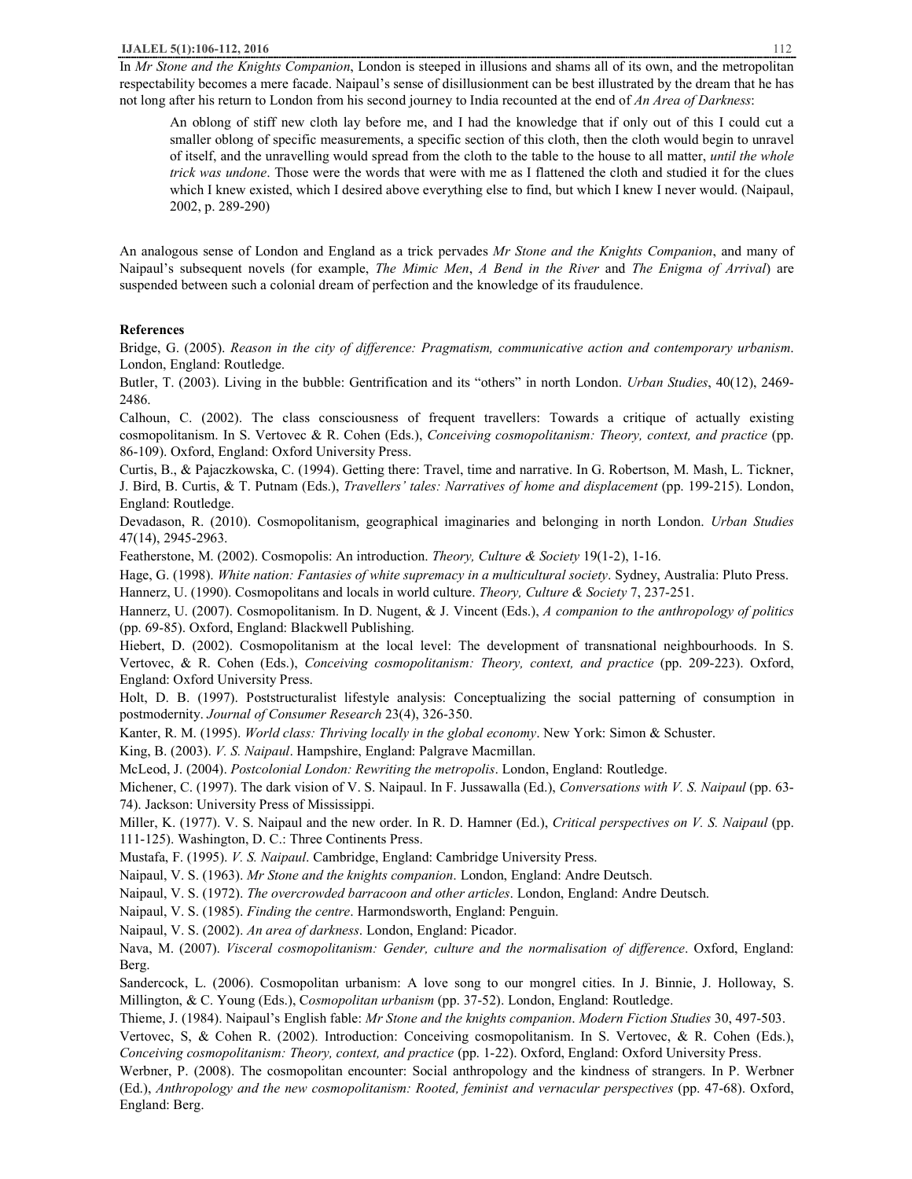In *Mr Stone and the Knights Companion*, London is steeped in illusions and shams all of its own, and the metropolitan respectability becomes a mere facade. Naipaul's sense of disillusionment can be best illustrated by the dream that he has not long after his return to London from his second journey to India recounted at the end of *An Area of Darkness*:

> An oblong of stiff new cloth lay before me, and I had the knowledge that if only out of this I could cut a smaller oblong of specific measurements, a specific section of this cloth, then the cloth would begin to unravel of itself, and the unravelling would spread from the cloth to the table to the house to all matter, *until the whole trick was undone*. Those were the words that were with me as I flattened the cloth and studied it for the clues which I knew existed, which I desired above everything else to find, but which I knew I never would. (Naipaul, 2002, p. 289-290)

An analogous sense of London and England as a trick pervades *Mr Stone and the Knights Companion*, and many of Naipaul's subsequent novels (for example, *The Mimic Men*, *A Bend in the River* and *The Enigma of Arrival*) are suspended between such a colonial dream of perfection and the knowledge of its fraudulence.

## References

Bridge, G. (2005). *Reason in the city of difference: Pragmatism, communicative action and contemporary urbanism*. London, England: Routledge.

Butler, T. (2003). Living in the bubble: Gentrification and its "others" in north London. *Urban Studies*, 40(12), 2469-2486.

Calhoun, C. (2002). The class consciousness of frequent travellers: Towards a critique of actually existing cosmopolitanism. In S. Vertovec & R. Cohen (Eds.), *Conceiving cosmopolitanism: Theory, context, and practice* (pp. 86-109). Oxford, England: Oxford University Press.

Curtis, B., & Pajaczkowska, C. (1994). Getting there: Travel, time and narrative. In G. Robertson, M. Mash, L. Tickner, J. Bird, B. Curtis, & T. Putnam (Eds.), *Travellers' tales: Narratives of home and displacement* (pp. 199-215). London, England: Routledge.

Devadason, R. (2010). Cosmopolitanism, geographical imaginaries and belonging in north London. *Urban Studies* 47(14), 2945-2963.

Featherstone, M. (2002). Cosmopolis: An introduction. *Theory, Culture & Society* 19(1-2), 1-16.

Hage, G. (1998). *White nation: Fantasies of white supremacy in a multicultural society*. Sydney, Australia: Pluto Press.

Hannerz, U. (1990). Cosmopolitans and locals in world culture. *Theory, Culture & Society* 7, 237-251.

Hannerz, U. (2007). Cosmopolitanism. In D. Nugent, & J. Vincent (Eds.), *A companion to the anthropology of politics* (pp. 69-85). Oxford, England: Blackwell Publishing.

Hiebert, D. (2002). Cosmopolitanism at the local level: The development of transnational neighbourhoods. In S. Vertovec, & R. Cohen (Eds.), *Conceiving cosmopolitanism: Theory, context, and practice* (pp. 209-223). Oxford, England: Oxford University Press.

Holt, D. B. (1997). Poststructuralist lifestyle analysis: Conceptualizing the social patterning of consumption in postmodernity. *Journal of Consumer Research* 23(4), 326-350.

Kanter, R. M. (1995). *World class: Thriving locally in the global economy*. New York: Simon & Schuster.

King, B. (2003). *V. S. Naipaul*. Hampshire, England: Palgrave Macmillan.

McLeod, J. (2004). *Postcolonial London: Rewriting the metropolis*. London, England: Routledge.

Michener, C. (1997). The dark vision of V. S. Naipaul. In F. Jussawalla (Ed.), *Conversations with V. S. Naipaul* (pp. 63-74). Jackson: University Press of Mississippi.

Miller, K. (1977). V. S. Naipaul and the new order. In R. D. Hamner (Ed.), *Critical perspectives on V. S. Naipaul* (pp. 111-125). Washington, D. C.: Three Continents Press.

Mustafa, F. (1995). *V. S. Naipaul*. Cambridge, England: Cambridge University Press.

Naipaul, V. S. (1963). *Mr Stone and the knights companion*. London, England: Andre Deutsch.

Naipaul, V. S. (1972). *The overcrowded barracoon and other articles*. London, England: Andre Deutsch.

Naipaul, V. S. (1985). *Finding the centre*. Harmondsworth, England: Penguin.

Naipaul, V. S. (2002). *An area of darkness*. London, England: Picador.

Nava, M. (2007). *Visceral cosmopolitanism: Gender, culture and the normalisation of difference*. Oxford, England: Berg.

Sandercock, L. (2006). Cosmopolitan urbanism: A love song to our mongrel cities. In J. Binnie, J. Holloway, S. Millington, & C. Young (Eds.), *Cosmopolitan urbanism* (pp. 37-52). London, England: Routledge.

Thieme, J. (1984). Naipaul's English fable: *Mr Stone and the knights companion*. *Modern Fiction Studies* 30, 497-503.

Vertovec, S, & Cohen R. (2002). Introduction: Conceiving cosmopolitanism. In S. Vertovec, & R. Cohen (Eds.), *Conceiving cosmopolitanism: Theory, context, and practice* (pp. 1-22). Oxford, England: Oxford University Press.

Werbner, P. (2008). The cosmopolitan encounter: Social anthropology and the kindness of strangers. In P. Werbner (Ed.), *Anthropology and the new cosmopolitanism: Rooted, feminist and vernacular perspectives* (pp. 47-68). Oxford, England: Berg.